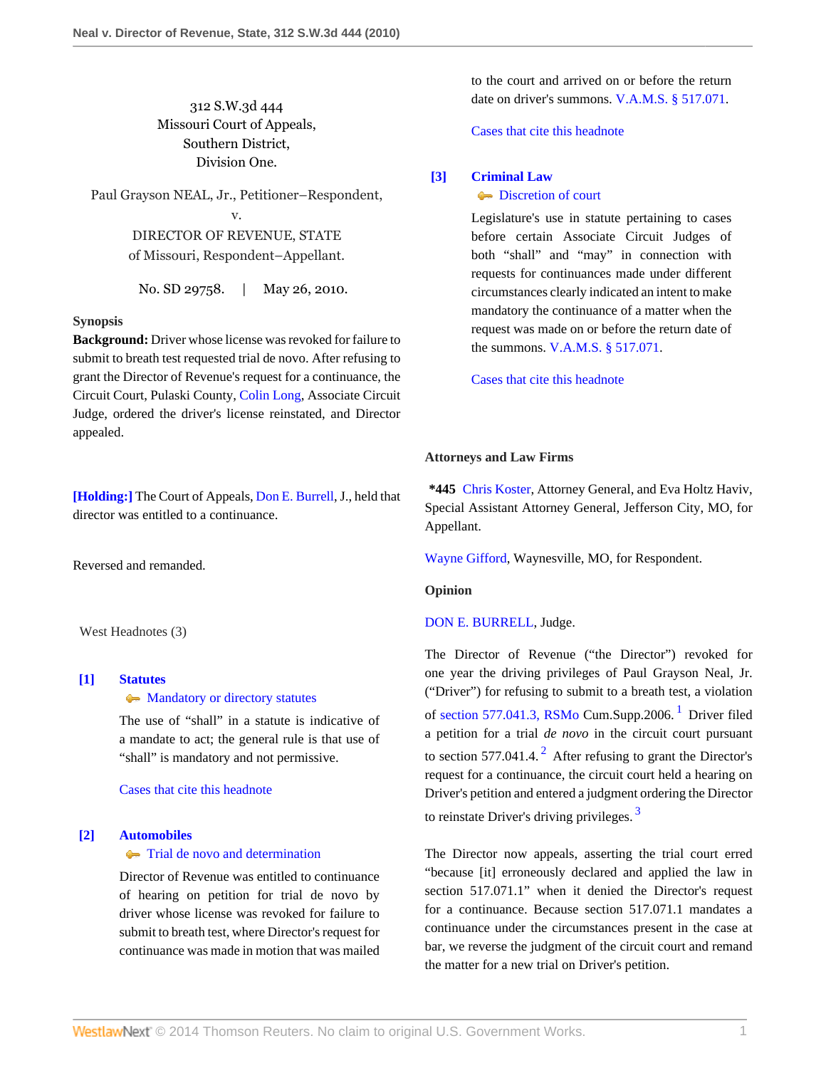312 S.W.3d 444
Missouri Court of Appeals,
Southern District,
Division One.

Paul Grayson NEAL, Jr., Petitioner–Respondent,
v.
DIRECTOR OF REVENUE, STATE of Missouri, Respondent–Appellant.

No. SD 29758. | May 26, 2010.

**Synopsis**

**Background:** Driver whose license was revoked for failure to submit to breath test requested trial de novo. After refusing to grant the Director of Revenue's request for a continuance, the Circuit Court, Pulaski County, Colin Long, Associate Circuit Judge, ordered the driver's license reinstated, and Director appealed.

**[Holding:]** The Court of Appeals, Don E. Burrell, J., held that director was entitled to a continuance.

Reversed and remanded.

West Headnotes (3)

**[1] Statutes**
Mandatory or directory statutes

The use of "shall" in a statute is indicative of a mandate to act; the general rule is that use of "shall" is mandatory and not permissive.

Cases that cite this headnote

**[2] Automobiles**
Trial de novo and determination

Director of Revenue was entitled to continuance of hearing on petition for trial de novo by driver whose license was revoked for failure to submit to breath test, where Director's request for continuance was made in motion that was mailed to the court and arrived on or before the return date on driver's summons. V.A.M.S. § 517.071.

Cases that cite this headnote

**[3] Criminal Law**
Discretion of court

Legislature's use in statute pertaining to cases before certain Associate Circuit Judges of both "shall" and "may" in connection with requests for continuances made under different circumstances clearly indicated an intent to make mandatory the continuance of a matter when the request was made on or before the return date of the summons. V.A.M.S. § 517.071.

Cases that cite this headnote

**Attorneys and Law Firms**

*445 Chris Koster, Attorney General, and Eva Holtz Haviv, Special Assistant Attorney General, Jefferson City, MO, for Appellant.

Wayne Gifford, Waynesville, MO, for Respondent.

**Opinion**

DON E. BURRELL, Judge.

The Director of Revenue ("the Director") revoked for one year the driving privileges of Paul Grayson Neal, Jr. ("Driver") for refusing to submit to a breath test, a violation of section 577.041.3, RSMo Cum.Supp.2006.[1] Driver filed a petition for a trial *de novo* in the circuit court pursuant to section 577.041.4.[2] After refusing to grant the Director's request for a continuance, the circuit court held a hearing on Driver's petition and entered a judgment ordering the Director to reinstate Driver's driving privileges.[3]

The Director now appeals, asserting the trial court erred "because [it] erroneously declared and applied the law in section 517.071.1" when it denied the Director's request for a continuance. Because section 517.071.1 mandates a continuance under the circumstances present in the case at bar, we reverse the judgment of the circuit court and remand the matter for a new trial on Driver's petition.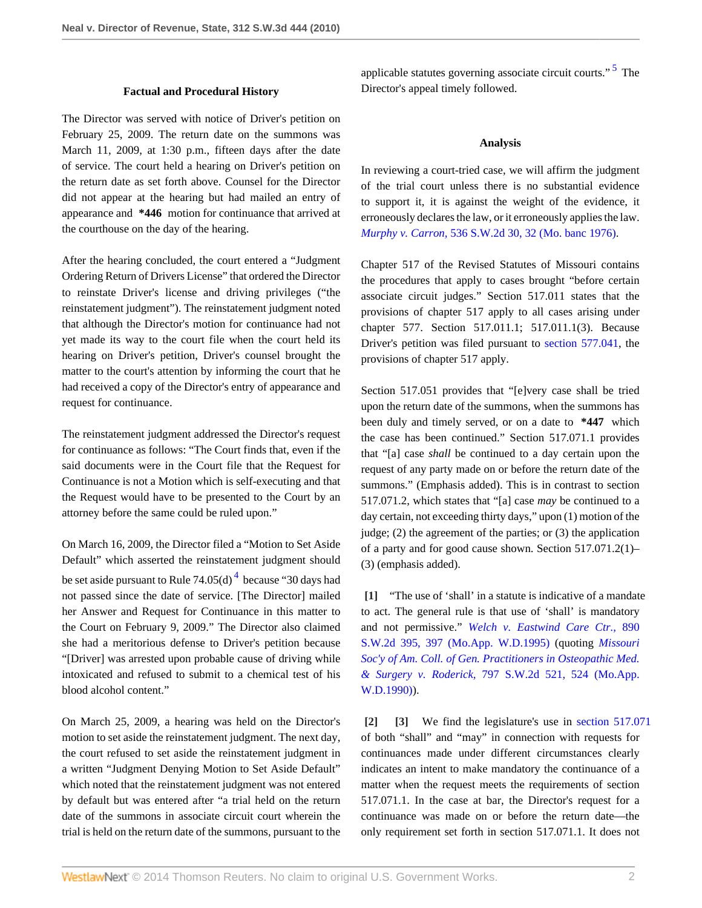### Factual and Procedural History

The Director was served with notice of Driver's petition on February 25, 2009. The return date on the summons was March 11, 2009, at 1:30 p.m., fifteen days after the date of service. The court held a hearing on Driver's petition on the return date as set forth above. Counsel for the Director did not appear at the hearing but had mailed an entry of appearance and **\*446** motion for continuance that arrived at the courthouse on the day of the hearing.

After the hearing concluded, the court entered a "Judgment Ordering Return of Drivers License" that ordered the Director to reinstate Driver's license and driving privileges ("the reinstatement judgment"). The reinstatement judgment noted that although the Director's motion for continuance had not yet made its way to the court file when the court held its hearing on Driver's petition, Driver's counsel brought the matter to the court's attention by informing the court that he had received a copy of the Director's entry of appearance and request for continuance.

The reinstatement judgment addressed the Director's request for continuance as follows: "The Court finds that, even if the said documents were in the Court file that the Request for Continuance is not a Motion which is self-executing and that the Request would have to be presented to the Court by an attorney before the same could be ruled upon."

On March 16, 2009, the Director filed a "Motion to Set Aside Default" which asserted the reinstatement judgment should be set aside pursuant to Rule 74.05(d) [4] because "30 days had not passed since the date of service. [The Director] mailed her Answer and Request for Continuance in this matter to the Court on February 9, 2009." The Director also claimed she had a meritorious defense to Driver's petition because "[Driver] was arrested upon probable cause of driving while intoxicated and refused to submit to a chemical test of his blood alcohol content."

On March 25, 2009, a hearing was held on the Director's motion to set aside the reinstatement judgment. The next day, the court refused to set aside the reinstatement judgment in a written "Judgment Denying Motion to Set Aside Default" which noted that the reinstatement judgment was not entered by default but was entered after "a trial held on the return date of the summons in associate circuit court wherein the trial is held on the return date of the summons, pursuant to the applicable statutes governing associate circuit courts." [5] The Director's appeal timely followed.

### Analysis

In reviewing a court-tried case, we will affirm the judgment of the trial court unless there is no substantial evidence to support it, it is against the weight of the evidence, it erroneously declares the law, or it erroneously applies the law. *Murphy v. Carron,* 536 S.W.2d 30, 32 (Mo. banc 1976).

Chapter 517 of the Revised Statutes of Missouri contains the procedures that apply to cases brought "before certain associate circuit judges." Section 517.011 states that the provisions of chapter 517 apply to all cases arising under chapter 577. Section 517.011.1; 517.011.1(3). Because Driver's petition was filed pursuant to section 577.041, the provisions of chapter 517 apply.

Section 517.051 provides that "[e]very case shall be tried upon the return date of the summons, when the summons has been duly and timely served, or on a date to **\*447** which the case has been continued." Section 517.071.1 provides that "[a] case *shall* be continued to a day certain upon the request of any party made on or before the return date of the summons." (Emphasis added). This is in contrast to section 517.071.2, which states that "[a] case *may* be continued to a day certain, not exceeding thirty days," upon (1) motion of the judge; (2) the agreement of the parties; or (3) the application of a party and for good cause shown. Section 517.071.2(1)–(3) (emphasis added).

**[1]** "The use of 'shall' in a statute is indicative of a mandate to act. The general rule is that use of 'shall' is mandatory and not permissive." *Welch v. Eastwind Care Ctr.,* 890 S.W.2d 395, 397 (Mo.App. W.D.1995) (quoting *Missouri Soc'y of Am. Coll. of Gen. Practitioners in Osteopathic Med. & Surgery v. Roderick,* 797 S.W.2d 521, 524 (Mo.App. W.D.1990)).

**[2]** **[3]** We find the legislature's use in section 517.071 of both "shall" and "may" in connection with requests for continuances made under different circumstances clearly indicates an intent to make mandatory the continuance of a matter when the request meets the requirements of section 517.071.1. In the case at bar, the Director's request for a continuance was made on or before the return date—the only requirement set forth in section 517.071.1. It does not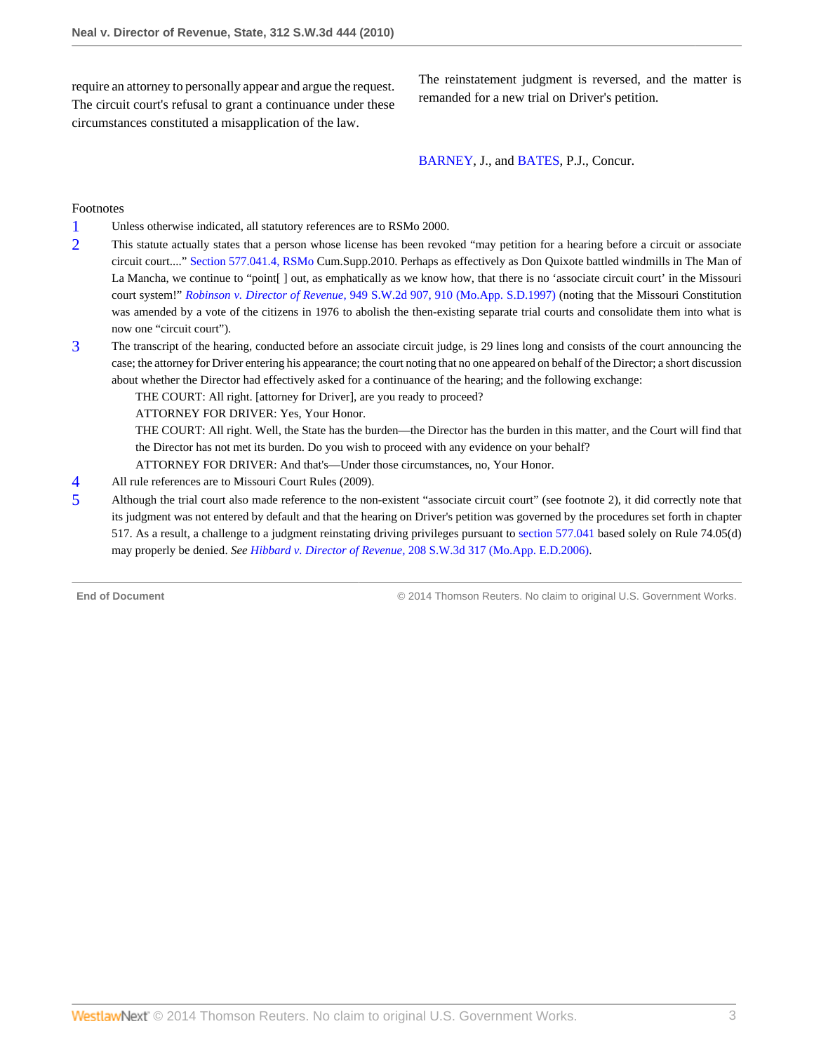require an attorney to personally appear and argue the request. The circuit court's refusal to grant a continuance under these circumstances constituted a misapplication of the law.

The reinstatement judgment is reversed, and the matter is remanded for a new trial on Driver's petition.

BARNEY, J., and BATES, P.J., Concur.

Footnotes

1 Unless otherwise indicated, all statutory references are to RSMo 2000.

2 This statute actually states that a person whose license has been revoked "may petition for a hearing before a circuit or associate circuit court...." Section 577.041.4, RSMo Cum.Supp.2010. Perhaps as effectively as Don Quixote battled windmills in The Man of La Mancha, we continue to "point[ ] out, as emphatically as we know how, that there is no 'associate circuit court' in the Missouri court system!" *Robinson v. Director of Revenue,* 949 S.W.2d 907, 910 (Mo.App. S.D.1997) (noting that the Missouri Constitution was amended by a vote of the citizens in 1976 to abolish the then-existing separate trial courts and consolidate them into what is now one "circuit court").

3 The transcript of the hearing, conducted before an associate circuit judge, is 29 lines long and consists of the court announcing the case; the attorney for Driver entering his appearance; the court noting that no one appeared on behalf of the Director; a short discussion about whether the Director had effectively asked for a continuance of the hearing; and the following exchange:

> THE COURT: All right. [attorney for Driver], are you ready to proceed?
>
> ATTORNEY FOR DRIVER: Yes, Your Honor.
>
> THE COURT: All right. Well, the State has the burden—the Director has the burden in this matter, and the Court will find that the Director has not met its burden. Do you wish to proceed with any evidence on your behalf?
>
> ATTORNEY FOR DRIVER: And that's—Under those circumstances, no, Your Honor.

4 All rule references are to Missouri Court Rules (2009).

5 Although the trial court also made reference to the non-existent "associate circuit court" (see footnote 2), it did correctly note that its judgment was not entered by default and that the hearing on Driver's petition was governed by the procedures set forth in chapter 517. As a result, a challenge to a judgment reinstating driving privileges pursuant to section 577.041 based solely on Rule 74.05(d) may properly be denied. *See Hibbard v. Director of Revenue,* 208 S.W.3d 317 (Mo.App. E.D.2006).

End of Document